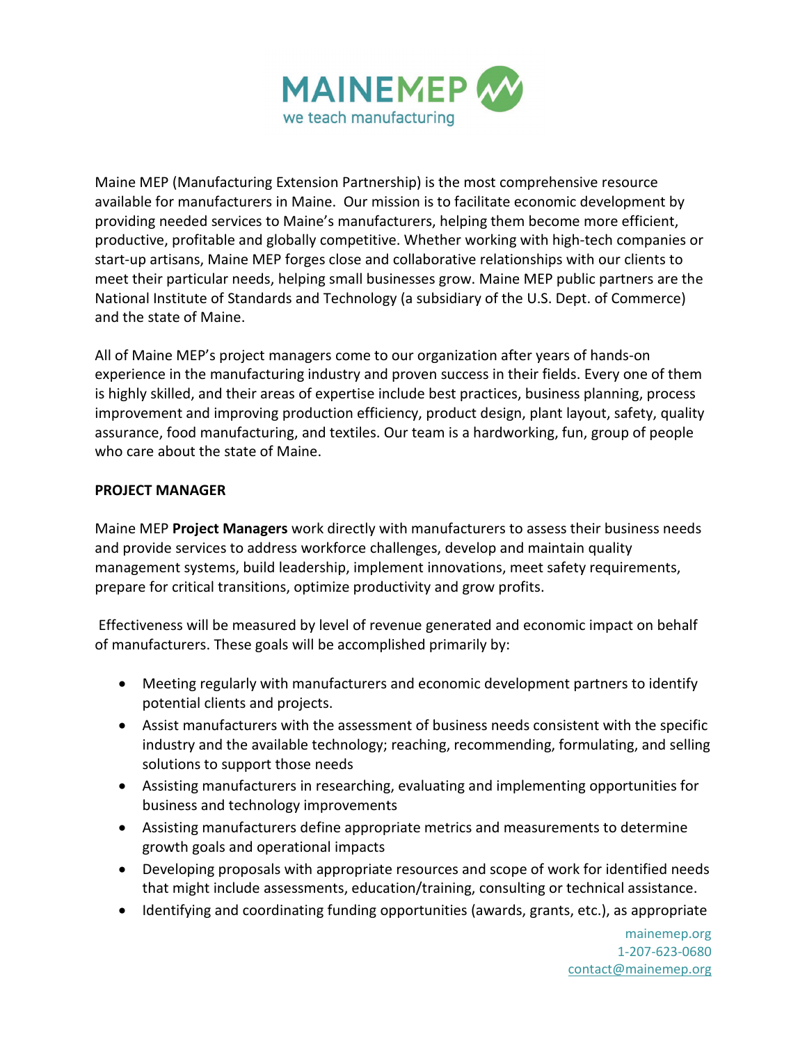MAINEMEP

we teach manufacturing

Maine MEP (Manufacturing Extension Partnership) is the most comprehensive resource available for manufacturers in Maine. Our mission is to facilitate economic development by providing needed services to Maine's manufacturers, helping them become more efficient, productive, profitable and globally competitive. Whether working with high-tech companies or start-up artisans, Maine MEP forges close and collaborative relationships with our clients to meet their particular needs, helping small businesses grow. Maine MEP public partners are the National Institute of Standards and Technology (a subsidiary of the U.S. Dept. of Commerce) and the state of Maine.

All of Maine MEP's project managers come to our organization after years of hands-on experience in the manufacturing industry and proven success in their fields. Every one of them is highly skilled, and their areas of expertise include best practices, business planning, process improvement and improving production efficiency, product design, plant layout, safety, quality assurance, food manufacturing, and textiles. Our team is a hardworking, fun, group of people who care about the state of Maine.

**PROJECT MANAGER**

Maine MEP **Project Managers** work directly with manufacturers to assess their business needs and provide services to address workforce challenges, develop and maintain quality management systems, build leadership, implement innovations, meet safety requirements, prepare for critical transitions, optimize productivity and grow profits.

Effectiveness will be measured by level of revenue generated and economic impact on behalf of manufacturers. These goals will be accomplished primarily by:

- Meeting regularly with manufacturers and economic development partners to identify potential clients and projects.
- Assist manufacturers with the assessment of business needs consistent with the specific industry and the available technology; reaching, recommending, formulating, and selling solutions to support those needs
- Assisting manufacturers in researching, evaluating and implementing opportunities for business and technology improvements
- Assisting manufacturers define appropriate metrics and measurements to determine growth goals and operational impacts
- Developing proposals with appropriate resources and scope of work for identified needs that might include assessments, education/training, consulting or technical assistance.
- Identifying and coordinating funding opportunities (awards, grants, etc.), as appropriate

mainemep.org
1-207-623-0680
contact@mainemep.org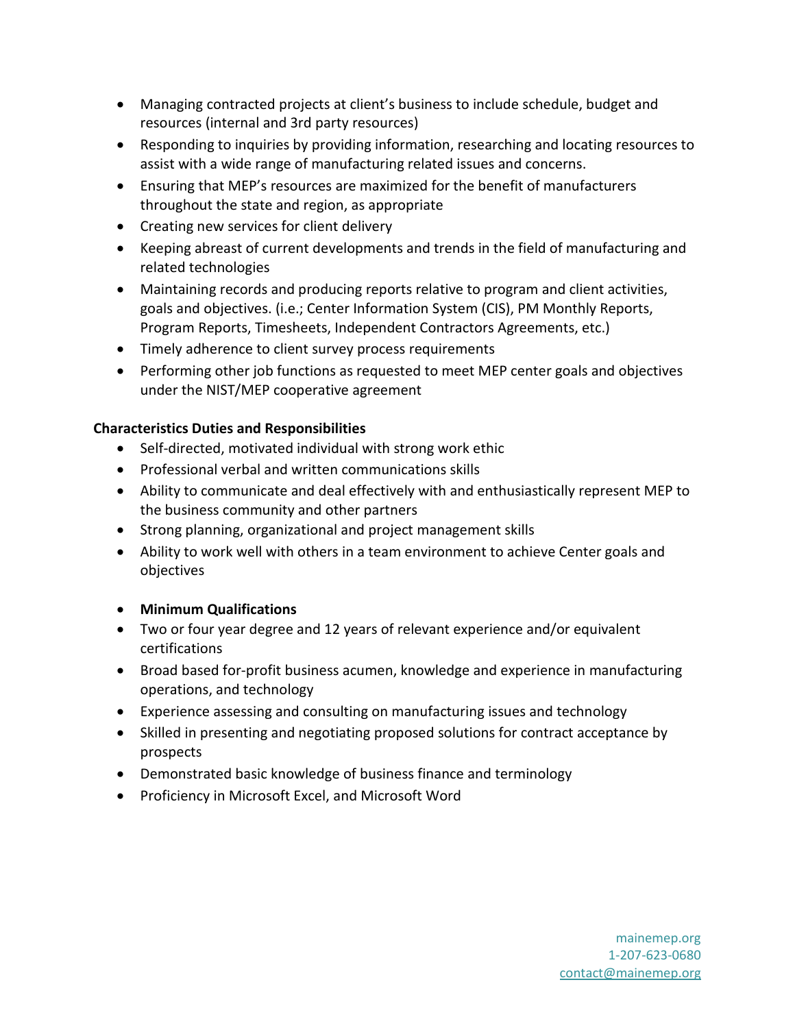- Managing contracted projects at client's business to include schedule, budget and resources (internal and 3rd party resources)
- Responding to inquiries by providing information, researching and locating resources to assist with a wide range of manufacturing related issues and concerns.
- Ensuring that MEP's resources are maximized for the benefit of manufacturers throughout the state and region, as appropriate
- Creating new services for client delivery
- Keeping abreast of current developments and trends in the field of manufacturing and related technologies
- Maintaining records and producing reports relative to program and client activities, goals and objectives. (i.e.; Center Information System (CIS), PM Monthly Reports, Program Reports, Timesheets, Independent Contractors Agreements, etc.)
- Timely adherence to client survey process requirements
- Performing other job functions as requested to meet MEP center goals and objectives under the NIST/MEP cooperative agreement

**Characteristics Duties and Responsibilities**

- Self-directed, motivated individual with strong work ethic
- Professional verbal and written communications skills
- Ability to communicate and deal effectively with and enthusiastically represent MEP to the business community and other partners
- Strong planning, organizational and project management skills
- Ability to work well with others in a team environment to achieve Center goals and objectives

- **Minimum Qualifications**
- Two or four year degree and 12 years of relevant experience and/or equivalent certifications
- Broad based for-profit business acumen, knowledge and experience in manufacturing operations, and technology
- Experience assessing and consulting on manufacturing issues and technology
- Skilled in presenting and negotiating proposed solutions for contract acceptance by prospects
- Demonstrated basic knowledge of business finance and terminology
- Proficiency in Microsoft Excel, and Microsoft Word

mainemep.org
1-207-623-0680
contact@mainemep.org